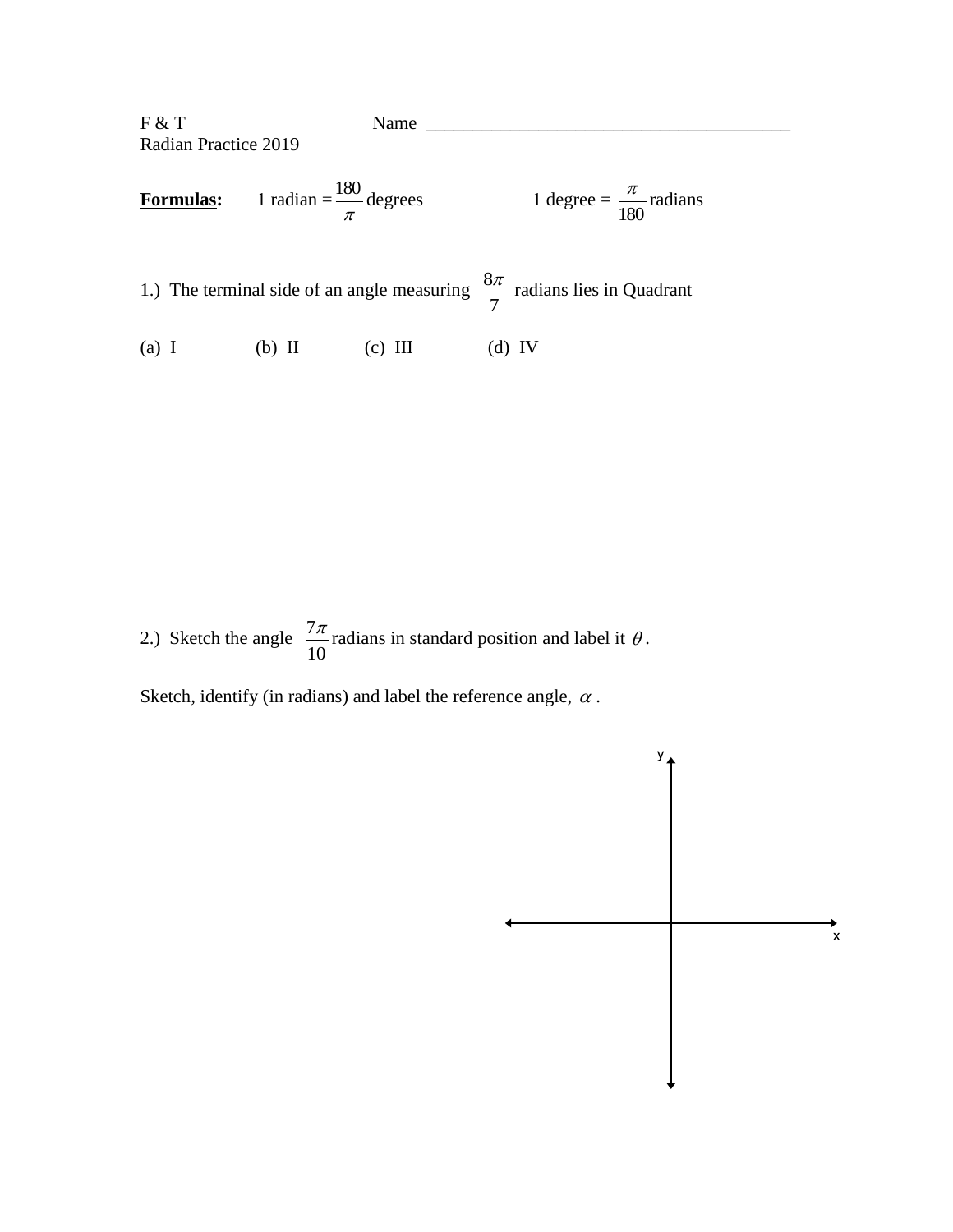F & T Name _______________________________________

Radian Practice 2019

**Formulas:** 1 radian = $\frac{180}{\pi}$ degrees 1 degree = $\frac{\pi}{180}$ radians

1.) The terminal side of an angle measuring $\frac{8\pi}{7}$ radians lies in Quadrant

(a) I (b) II (c) III (d) IV

2.) Sketch the angle $\frac{7\pi}{10}$ radians in standard position and label it $\theta$.

Sketch, identify (in radians) and label the reference angle, $\alpha$.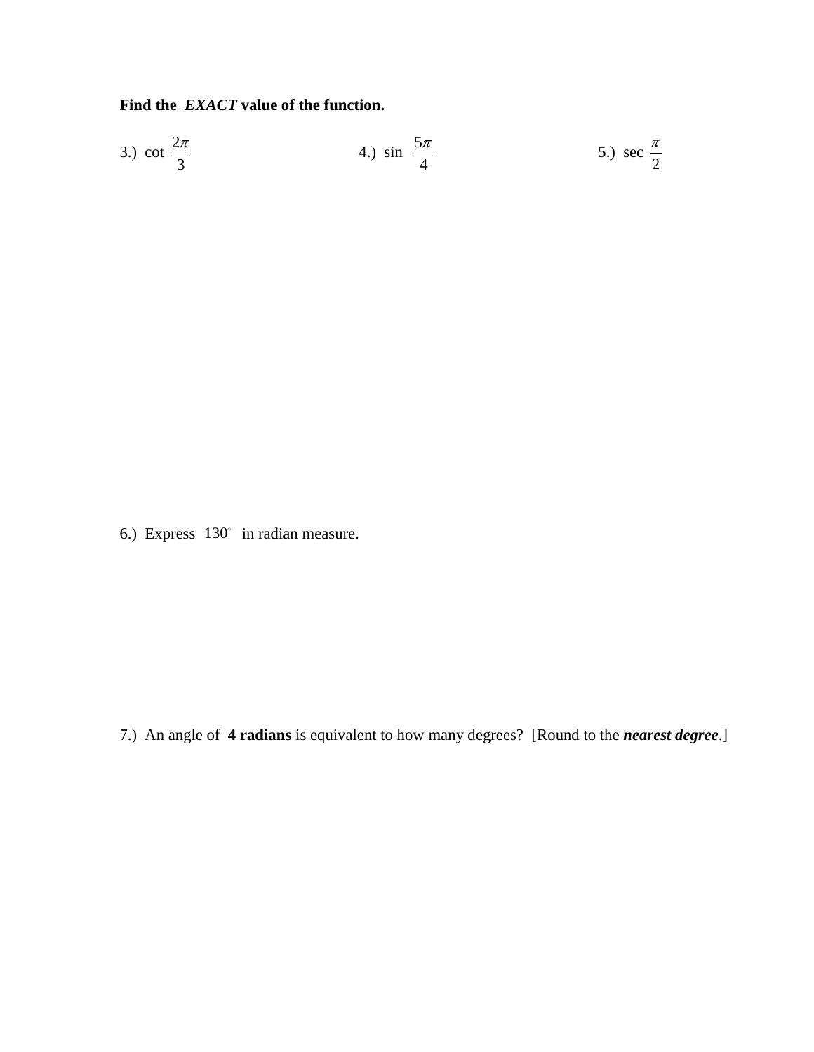**Find the *EXACT* value of the function.**

3.) $\cot \frac{2\pi}{3}$

4.) $\sin \frac{5\pi}{4}$

5.) $\sec \frac{\pi}{2}$

6.) Express $130^\circ$ in radian measure.

7.) An angle of **4 radians** is equivalent to how many degrees? [Round to the ***nearest degree***.]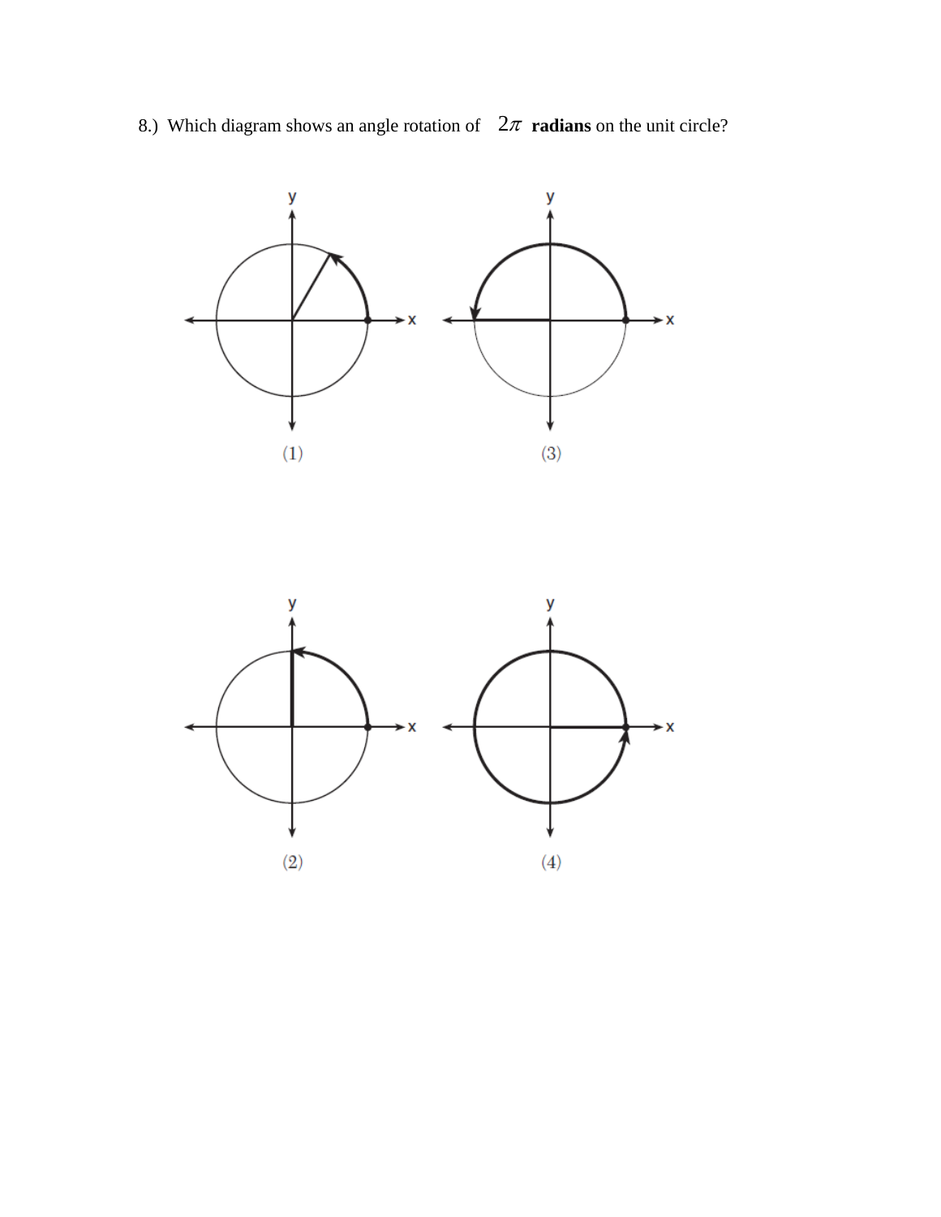8.) Which diagram shows an angle rotation of $2\pi$ **radians** on the unit circle?

(1)

(3)

(2)

(4)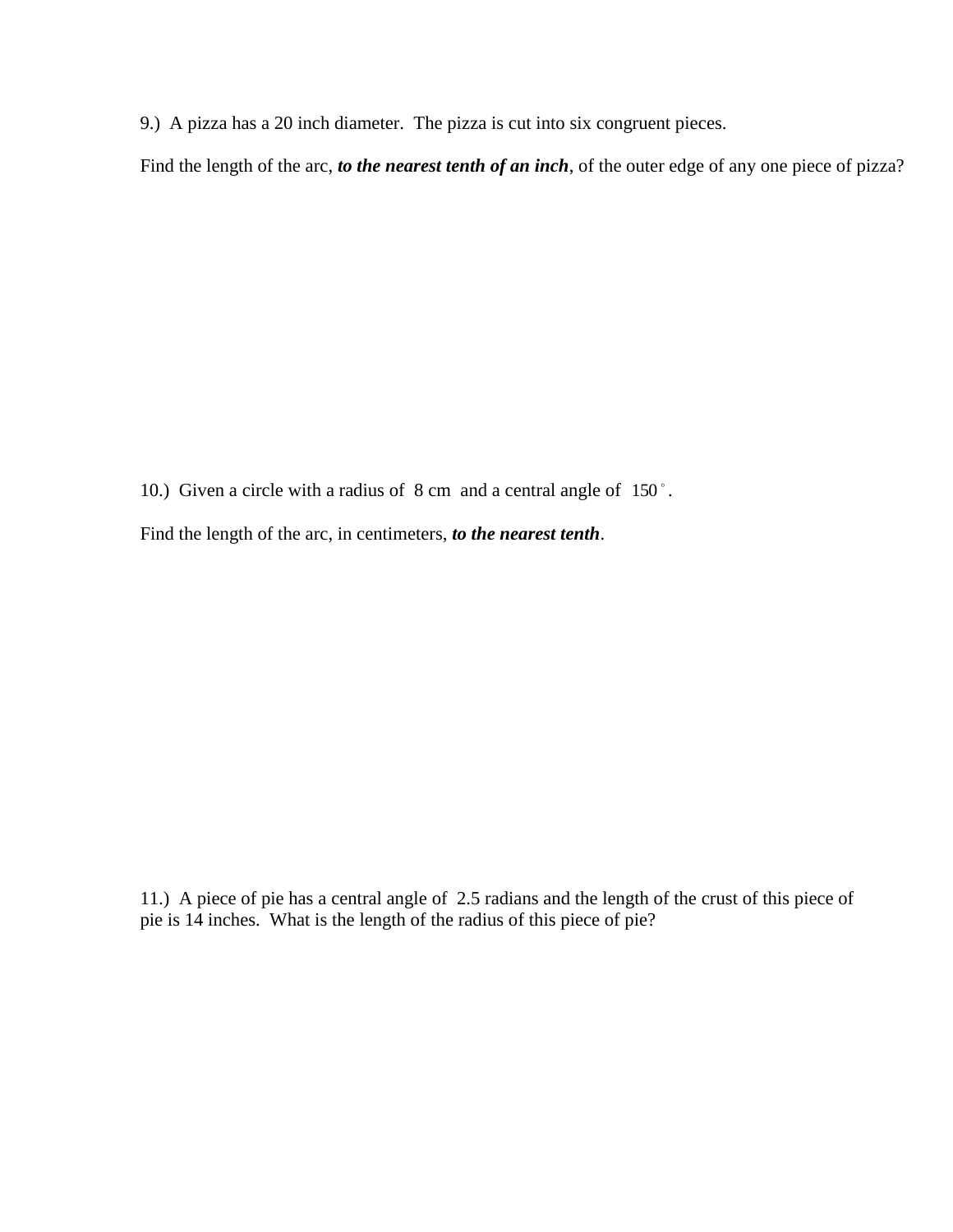9.) A pizza has a 20 inch diameter. The pizza is cut into six congruent pieces.

Find the length of the arc, ***to the nearest tenth of an inch***, of the outer edge of any one piece of pizza?

10.) Given a circle with a radius of 8 cm and a central angle of $150^\circ$.

Find the length of the arc, in centimeters, ***to the nearest tenth***.

11.) A piece of pie has a central angle of 2.5 radians and the length of the crust of this piece of pie is 14 inches. What is the length of the radius of this piece of pie?